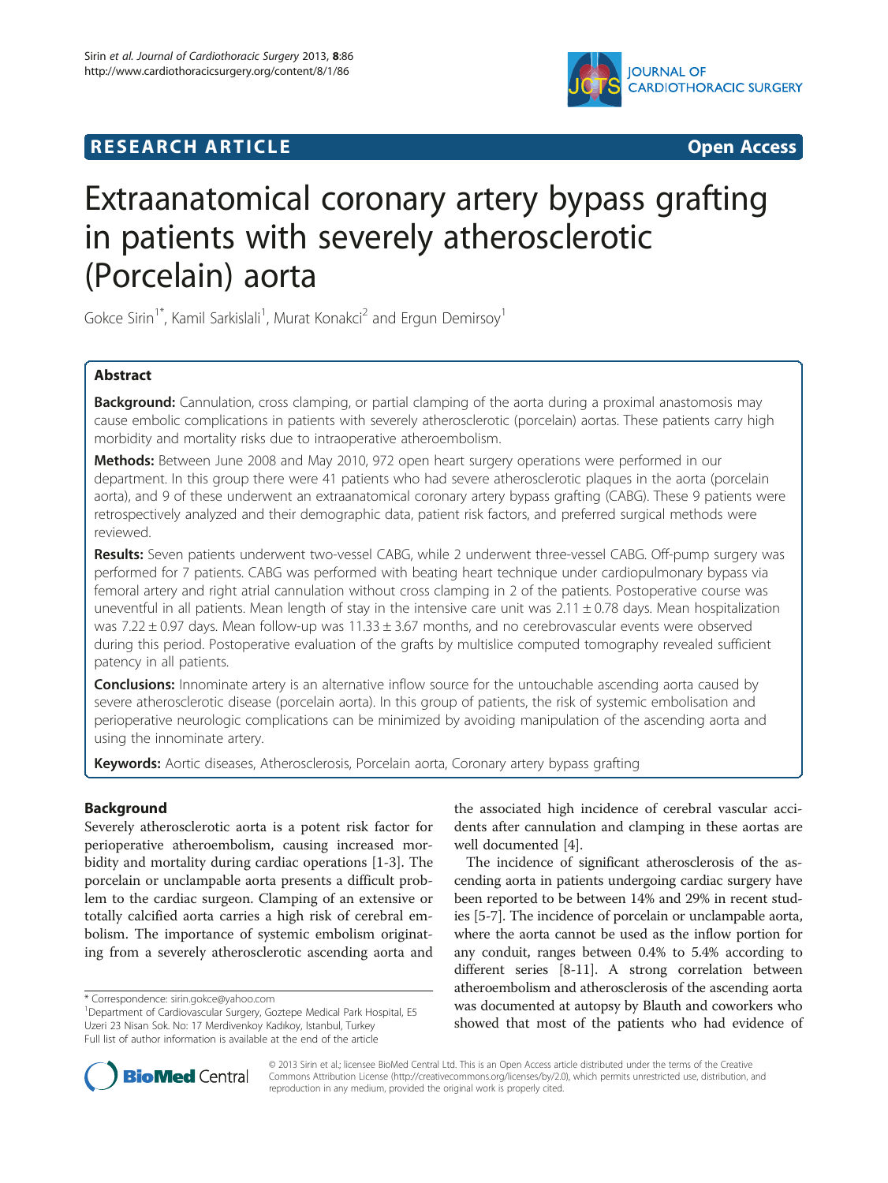RESEARCH ARTICLE Open Access

# Extraanatomical coronary artery bypass grafting in patients with severely atherosclerotic (Porcelain) aorta

Gokce Sirin[1*], Kamil Sarkislali[1], Murat Konakci[2] and Ergun Demirsoy[1]

## Abstract

**Background:** Cannulation, cross clamping, or partial clamping of the aorta during a proximal anastomosis may cause embolic complications in patients with severely atherosclerotic (porcelain) aortas. These patients carry high morbidity and mortality risks due to intraoperative atheroembolism.

**Methods:** Between June 2008 and May 2010, 972 open heart surgery operations were performed in our department. In this group there were 41 patients who had severe atherosclerotic plaques in the aorta (porcelain aorta), and 9 of these underwent an extraanatomical coronary artery bypass grafting (CABG). These 9 patients were retrospectively analyzed and their demographic data, patient risk factors, and preferred surgical methods were reviewed.

**Results:** Seven patients underwent two-vessel CABG, while 2 underwent three-vessel CABG. Off-pump surgery was performed for 7 patients. CABG was performed with beating heart technique under cardiopulmonary bypass via femoral artery and right atrial cannulation without cross clamping in 2 of the patients. Postoperative course was uneventful in all patients. Mean length of stay in the intensive care unit was 2.11 ± 0.78 days. Mean hospitalization was 7.22 ± 0.97 days. Mean follow-up was 11.33 ± 3.67 months, and no cerebrovascular events were observed during this period. Postoperative evaluation of the grafts by multislice computed tomography revealed sufficient patency in all patients.

**Conclusions:** Innominate artery is an alternative inflow source for the untouchable ascending aorta caused by severe atherosclerotic disease (porcelain aorta). In this group of patients, the risk of systemic embolisation and perioperative neurologic complications can be minimized by avoiding manipulation of the ascending aorta and using the innominate artery.

**Keywords:** Aortic diseases, Atherosclerosis, Porcelain aorta, Coronary artery bypass grafting

## Background

Severely atherosclerotic aorta is a potent risk factor for perioperative atheroembolism, causing increased morbidity and mortality during cardiac operations [1-3]. The porcelain or unclampable aorta presents a difficult problem to the cardiac surgeon. Clamping of an extensive or totally calcified aorta carries a high risk of cerebral embolism. The importance of systemic embolism originating from a severely atherosclerotic ascending aorta and the associated high incidence of cerebral vascular accidents after cannulation and clamping in these aortas are well documented [4].

The incidence of significant atherosclerosis of the ascending aorta in patients undergoing cardiac surgery have been reported to be between 14% and 29% in recent studies [5-7]. The incidence of porcelain or unclampable aorta, where the aorta cannot be used as the inflow portion for any conduit, ranges between 0.4% to 5.4% according to different series [8-11]. A strong correlation between atheroembolism and atherosclerosis of the ascending aorta was documented at autopsy by Blauth and coworkers who showed that most of the patients who had evidence of

\* Correspondence: sirin.gokce@yahoo.com
[1]Department of Cardiovascular Surgery, Goztepe Medical Park Hospital, E5 Uzeri 23 Nisan Sok. No: 17 Merdivenkoy Kadıkoy, Istanbul, Turkey
Full list of author information is available at the end of the article

© 2013 Sirin et al.; licensee BioMed Central Ltd. This is an Open Access article distributed under the terms of the Creative Commons Attribution License (http://creativecommons.org/licenses/by/2.0), which permits unrestricted use, distribution, and reproduction in any medium, provided the original work is properly cited.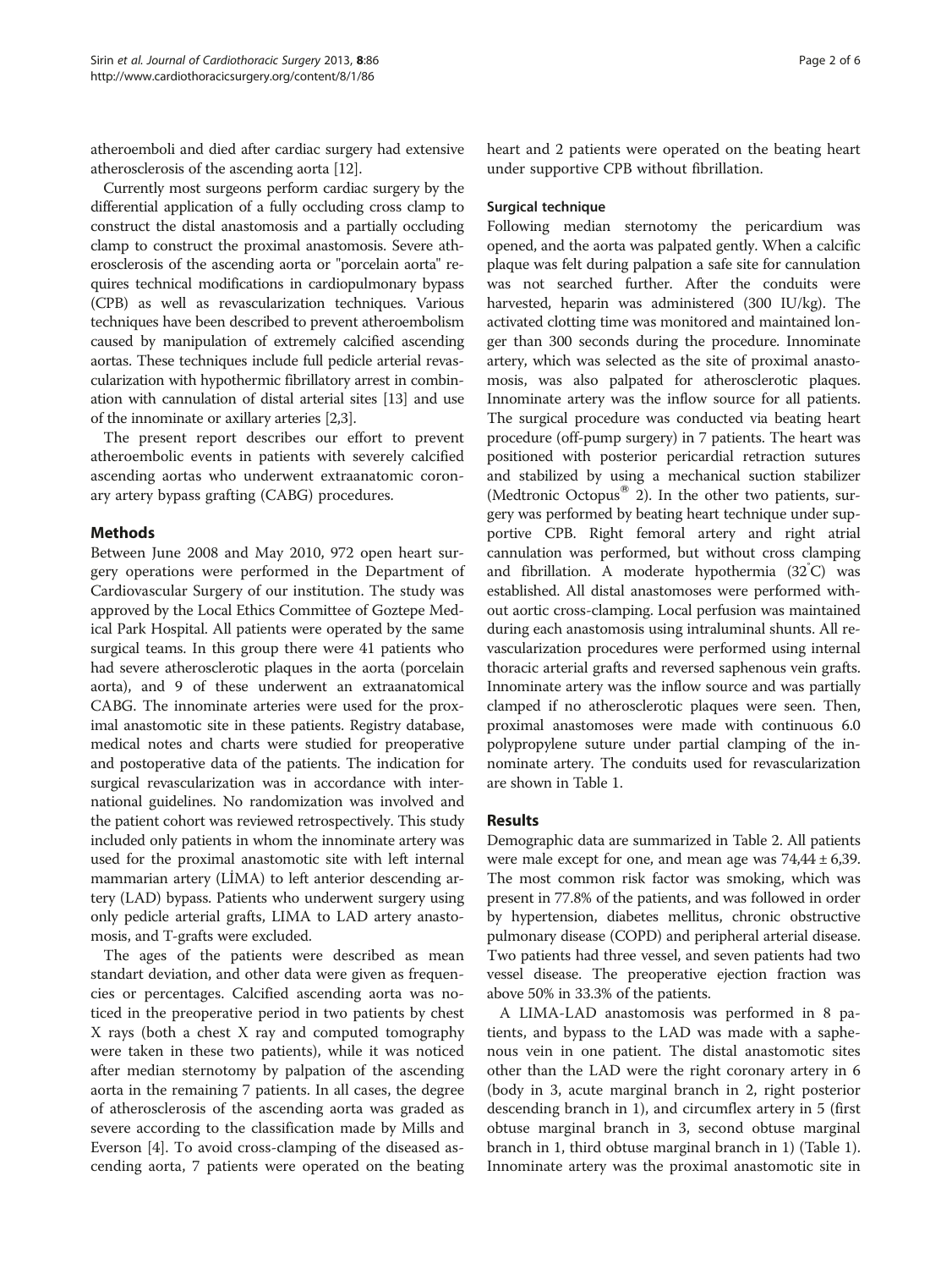atheroemboli and died after cardiac surgery had extensive atherosclerosis of the ascending aorta [12].

Currently most surgeons perform cardiac surgery by the differential application of a fully occluding cross clamp to construct the distal anastomosis and a partially occluding clamp to construct the proximal anastomosis. Severe atherosclerosis of the ascending aorta or "porcelain aorta" requires technical modifications in cardiopulmonary bypass (CPB) as well as revascularization techniques. Various techniques have been described to prevent atheroembolism caused by manipulation of extremely calcified ascending aortas. These techniques include full pedicle arterial revascularization with hypothermic fibrillatory arrest in combination with cannulation of distal arterial sites [13] and use of the innominate or axillary arteries [2,3].

The present report describes our effort to prevent atheroembolic events in patients with severely calcified ascending aortas who underwent extraanatomic coronary artery bypass grafting (CABG) procedures.

## Methods

Between June 2008 and May 2010, 972 open heart surgery operations were performed in the Department of Cardiovascular Surgery of our institution. The study was approved by the Local Ethics Committee of Goztepe Medical Park Hospital. All patients were operated by the same surgical teams. In this group there were 41 patients who had severe atherosclerotic plaques in the aorta (porcelain aorta), and 9 of these underwent an extraanatomical CABG. The innominate arteries were used for the proximal anastomotic site in these patients. Registry database, medical notes and charts were studied for preoperative and postoperative data of the patients. The indication for surgical revascularization was in accordance with international guidelines. No randomization was involved and the patient cohort was reviewed retrospectively. This study included only patients in whom the innominate artery was used for the proximal anastomotic site with left internal mammarian artery (LİMA) to left anterior descending artery (LAD) bypass. Patients who underwent surgery using only pedicle arterial grafts, LIMA to LAD artery anastomosis, and T-grafts were excluded.

The ages of the patients were described as mean standart deviation, and other data were given as frequencies or percentages. Calcified ascending aorta was noticed in the preoperative period in two patients by chest X rays (both a chest X ray and computed tomography were taken in these two patients), while it was noticed after median sternotomy by palpation of the ascending aorta in the remaining 7 patients. In all cases, the degree of atherosclerosis of the ascending aorta was graded as severe according to the classification made by Mills and Everson [4]. To avoid cross-clamping of the diseased ascending aorta, 7 patients were operated on the beating heart and 2 patients were operated on the beating heart under supportive CPB without fibrillation.

### Surgical technique

Following median sternotomy the pericardium was opened, and the aorta was palpated gently. When a calcific plaque was felt during palpation a safe site for cannulation was not searched further. After the conduits were harvested, heparin was administered (300 IU/kg). The activated clotting time was monitored and maintained longer than 300 seconds during the procedure. Innominate artery, which was selected as the site of proximal anastomosis, was also palpated for atherosclerotic plaques. Innominate artery was the inflow source for all patients. The surgical procedure was conducted via beating heart procedure (off-pump surgery) in 7 patients. The heart was positioned with posterior pericardial retraction sutures and stabilized by using a mechanical suction stabilizer (Medtronic Octopus® 2). In the other two patients, surgery was performed by beating heart technique under supportive CPB. Right femoral artery and right atrial cannulation was performed, but without cross clamping and fibrillation. A moderate hypothermia (32°C) was established. All distal anastomoses were performed without aortic cross-clamping. Local perfusion was maintained during each anastomosis using intraluminal shunts. All revascularization procedures were performed using internal thoracic arterial grafts and reversed saphenous vein grafts. Innominate artery was the inflow source and was partially clamped if no atherosclerotic plaques were seen. Then, proximal anastomoses were made with continuous 6.0 polypropylene suture under partial clamping of the innominate artery. The conduits used for revascularization are shown in Table 1.

## Results

Demographic data are summarized in Table 2. All patients were male except for one, and mean age was 74,44 ± 6,39. The most common risk factor was smoking, which was present in 77.8% of the patients, and was followed in order by hypertension, diabetes mellitus, chronic obstructive pulmonary disease (COPD) and peripheral arterial disease. Two patients had three vessel, and seven patients had two vessel disease. The preoperative ejection fraction was above 50% in 33.3% of the patients.

A LIMA-LAD anastomosis was performed in 8 patients, and bypass to the LAD was made with a saphenous vein in one patient. The distal anastomotic sites other than the LAD were the right coronary artery in 6 (body in 3, acute marginal branch in 2, right posterior descending branch in 1), and circumflex artery in 5 (first obtuse marginal branch in 3, second obtuse marginal branch in 1, third obtuse marginal branch in 1) (Table 1). Innominate artery was the proximal anastomotic site in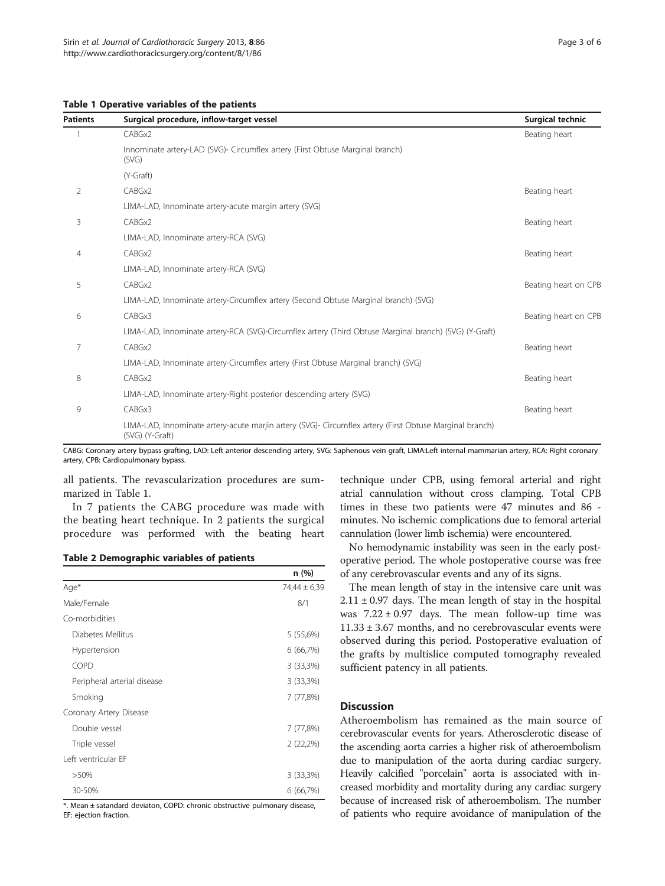**Table 1 Operative variables of the patients**

| Patients | Surgical procedure, inflow-target vessel | Surgical technic |
|---|---|---|
| 1 | CABGx2 | Beating heart |
| | Innominate artery-LAD (SVG)- Circumflex artery (First Obtuse Marginal branch) (SVG) | |
| | (Y-Graft) | |
| 2 | CABGx2 | Beating heart |
| | LIMA-LAD, Innominate artery-acute margin artery (SVG) | |
| 3 | CABGx2 | Beating heart |
| | LIMA-LAD, Innominate artery-RCA (SVG) | |
| 4 | CABGx2 | Beating heart |
| | LIMA-LAD, Innominate artery-RCA (SVG) | |
| 5 | CABGx2 | Beating heart on CPB |
| | LIMA-LAD, Innominate artery-Circumflex artery (Second Obtuse Marginal branch) (SVG) | |
| 6 | CABGx3 | Beating heart on CPB |
| | LIMA-LAD, Innominate artery-RCA (SVG)-Circumflex artery (Third Obtuse Marginal branch) (SVG) (Y-Graft) | |
| 7 | CABGx2 | Beating heart |
| | LIMA-LAD, Innominate artery-Circumflex artery (First Obtuse Marginal branch) (SVG) | |
| 8 | CABGx2 | Beating heart |
| | LIMA-LAD, Innominate artery-Right posterior descending artery (SVG) | |
| 9 | CABGx3 | Beating heart |
| | LIMA-LAD, Innominate artery-acute marjin artery (SVG)- Circumflex artery (First Obtuse Marginal branch) (SVG) (Y-Graft) | |

CABG: Coronary artery bypass grafting, LAD: Left anterior descending artery, SVG: Saphenous vein graft, LIMA:Left internal mammarian artery, RCA: Right coronary artery, CPB: Cardiopulmonary bypass.

all patients. The revascularization procedures are summarized in Table 1.

In 7 patients the CABG procedure was made with the beating heart technique. In 2 patients the surgical procedure was performed with the beating heart technique under CPB, using femoral arterial and right atrial cannulation without cross clamping. Total CPB times in these two patients were 47 minutes and 86 - minutes. No ischemic complications due to femoral arterial cannulation (lower limb ischemia) were encountered.

**Table 2 Demographic variables of patients**

| | n (%) |
|---|---|
| Age* | 74,44 ± 6,39 |
| Male/Female | 8/1 |
| Co-morbidities | |
| Diabetes Mellitus | 5 (55,6%) |
| Hypertension | 6 (66,7%) |
| COPD | 3 (33,3%) |
| Peripheral arterial disease | 3 (33,3%) |
| Smoking | 7 (77,8%) |
| Coronary Artery Disease | |
| Double vessel | 7 (77,8%) |
| Triple vessel | 2 (22,2%) |
| Left ventricular EF | |
| >50% | 3 (33,3%) |
| 30-50% | 6 (66,7%) |

*. Mean ± satandard deviaton, COPD: chronic obstructive pulmonary disease, EF: ejection fraction.

No hemodynamic instability was seen in the early postoperative period. The whole postoperative course was free of any cerebrovascular events and any of its signs.

The mean length of stay in the intensive care unit was 2.11 ± 0.97 days. The mean length of stay in the hospital was 7.22 ± 0.97 days. The mean follow-up time was 11.33 ± 3.67 months, and no cerebrovascular events were observed during this period. Postoperative evaluation of the grafts by multislice computed tomography revealed sufficient patency in all patients.

## Discussion

Atheroembolism has remained as the main source of cerebrovascular events for years. Atherosclerotic disease of the ascending aorta carries a higher risk of atheroembolism due to manipulation of the aorta during cardiac surgery. Heavily calcified "porcelain" aorta is associated with increased morbidity and mortality during any cardiac surgery because of increased risk of atheroembolism. The number of patients who require avoidance of manipulation of the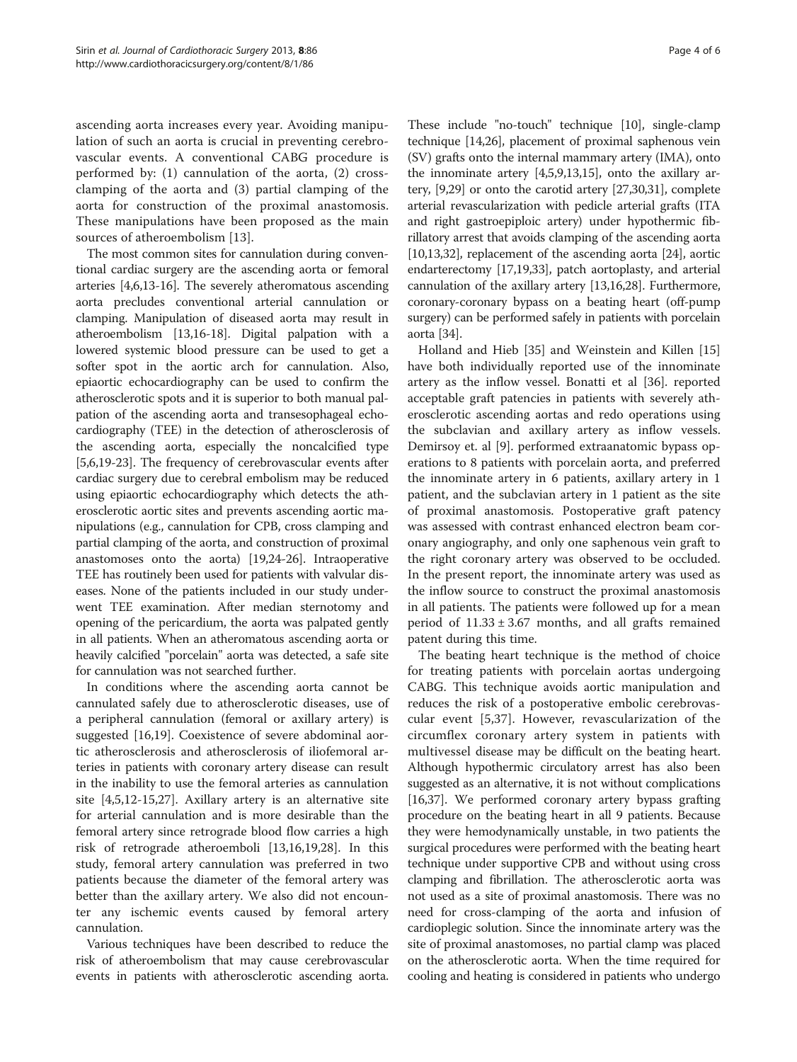ascending aorta increases every year. Avoiding manipulation of such an aorta is crucial in preventing cerebrovascular events. A conventional CABG procedure is performed by: (1) cannulation of the aorta, (2) cross-clamping of the aorta and (3) partial clamping of the aorta for construction of the proximal anastomosis. These manipulations have been proposed as the main sources of atheroembolism [13].

The most common sites for cannulation during conventional cardiac surgery are the ascending aorta or femoral arteries [4,6,13-16]. The severely atheromatous ascending aorta precludes conventional arterial cannulation or clamping. Manipulation of diseased aorta may result in atheroembolism [13,16-18]. Digital palpation with a lowered systemic blood pressure can be used to get a softer spot in the aortic arch for cannulation. Also, epiaortic echocardiography can be used to confirm the atherosclerotic spots and it is superior to both manual palpation of the ascending aorta and transesophageal echocardiography (TEE) in the detection of atherosclerosis of the ascending aorta, especially the noncalcified type [5,6,19-23]. The frequency of cerebrovascular events after cardiac surgery due to cerebral embolism may be reduced using epiaortic echocardiography which detects the atherosclerotic aortic sites and prevents ascending aortic manipulations (e.g., cannulation for CPB, cross clamping and partial clamping of the aorta, and construction of proximal anastomoses onto the aorta) [19,24-26]. Intraoperative TEE has routinely been used for patients with valvular diseases. None of the patients included in our study underwent TEE examination. After median sternotomy and opening of the pericardium, the aorta was palpated gently in all patients. When an atheromatous ascending aorta or heavily calcified "porcelain" aorta was detected, a safe site for cannulation was not searched further.

In conditions where the ascending aorta cannot be cannulated safely due to atherosclerotic diseases, use of a peripheral cannulation (femoral or axillary artery) is suggested [16,19]. Coexistence of severe abdominal aortic atherosclerosis and atherosclerosis of iliofemoral arteries in patients with coronary artery disease can result in the inability to use the femoral arteries as cannulation site [4,5,12-15,27]. Axillary artery is an alternative site for arterial cannulation and is more desirable than the femoral artery since retrograde blood flow carries a high risk of retrograde atheroemboli [13,16,19,28]. In this study, femoral artery cannulation was preferred in two patients because the diameter of the femoral artery was better than the axillary artery. We also did not encounter any ischemic events caused by femoral artery cannulation.

Various techniques have been described to reduce the risk of atheroembolism that may cause cerebrovascular events in patients with atherosclerotic ascending aorta. These include "no-touch" technique [10], single-clamp technique [14,26], placement of proximal saphenous vein (SV) grafts onto the internal mammary artery (IMA), onto the innominate artery [4,5,9,13,15], onto the axillary artery, [9,29] or onto the carotid artery [27,30,31], complete arterial revascularization with pedicle arterial grafts (ITA and right gastroepiploic artery) under hypothermic fibrillatory arrest that avoids clamping of the ascending aorta [10,13,32], replacement of the ascending aorta [24], aortic endarterectomy [17,19,33], patch aortoplasty, and arterial cannulation of the axillary artery [13,16,28]. Furthermore, coronary-coronary bypass on a beating heart (off-pump surgery) can be performed safely in patients with porcelain aorta [34].

Holland and Hieb [35] and Weinstein and Killen [15] have both individually reported use of the innominate artery as the inflow vessel. Bonatti et al [36]. reported acceptable graft patencies in patients with severely atherosclerotic ascending aortas and redo operations using the subclavian and axillary artery as inflow vessels. Demirsoy et. al [9]. performed extraanatomic bypass operations to 8 patients with porcelain aorta, and preferred the innominate artery in 6 patients, axillary artery in 1 patient, and the subclavian artery in 1 patient as the site of proximal anastomosis. Postoperative graft patency was assessed with contrast enhanced electron beam coronary angiography, and only one saphenous vein graft to the right coronary artery was observed to be occluded. In the present report, the innominate artery was used as the inflow source to construct the proximal anastomosis in all patients. The patients were followed up for a mean period of $11.33 \pm 3.67$ months, and all grafts remained patent during this time.

The beating heart technique is the method of choice for treating patients with porcelain aortas undergoing CABG. This technique avoids aortic manipulation and reduces the risk of a postoperative embolic cerebrovascular event [5,37]. However, revascularization of the circumflex coronary artery system in patients with multivessel disease may be difficult on the beating heart. Although hypothermic circulatory arrest has also been suggested as an alternative, it is not without complications [16,37]. We performed coronary artery bypass grafting procedure on the beating heart in all 9 patients. Because they were hemodynamically unstable, in two patients the surgical procedures were performed with the beating heart technique under supportive CPB and without using cross clamping and fibrillation. The atherosclerotic aorta was not used as a site of proximal anastomosis. There was no need for cross-clamping of the aorta and infusion of cardioplegic solution. Since the innominate artery was the site of proximal anastomoses, no partial clamp was placed on the atherosclerotic aorta. When the time required for cooling and heating is considered in patients who undergo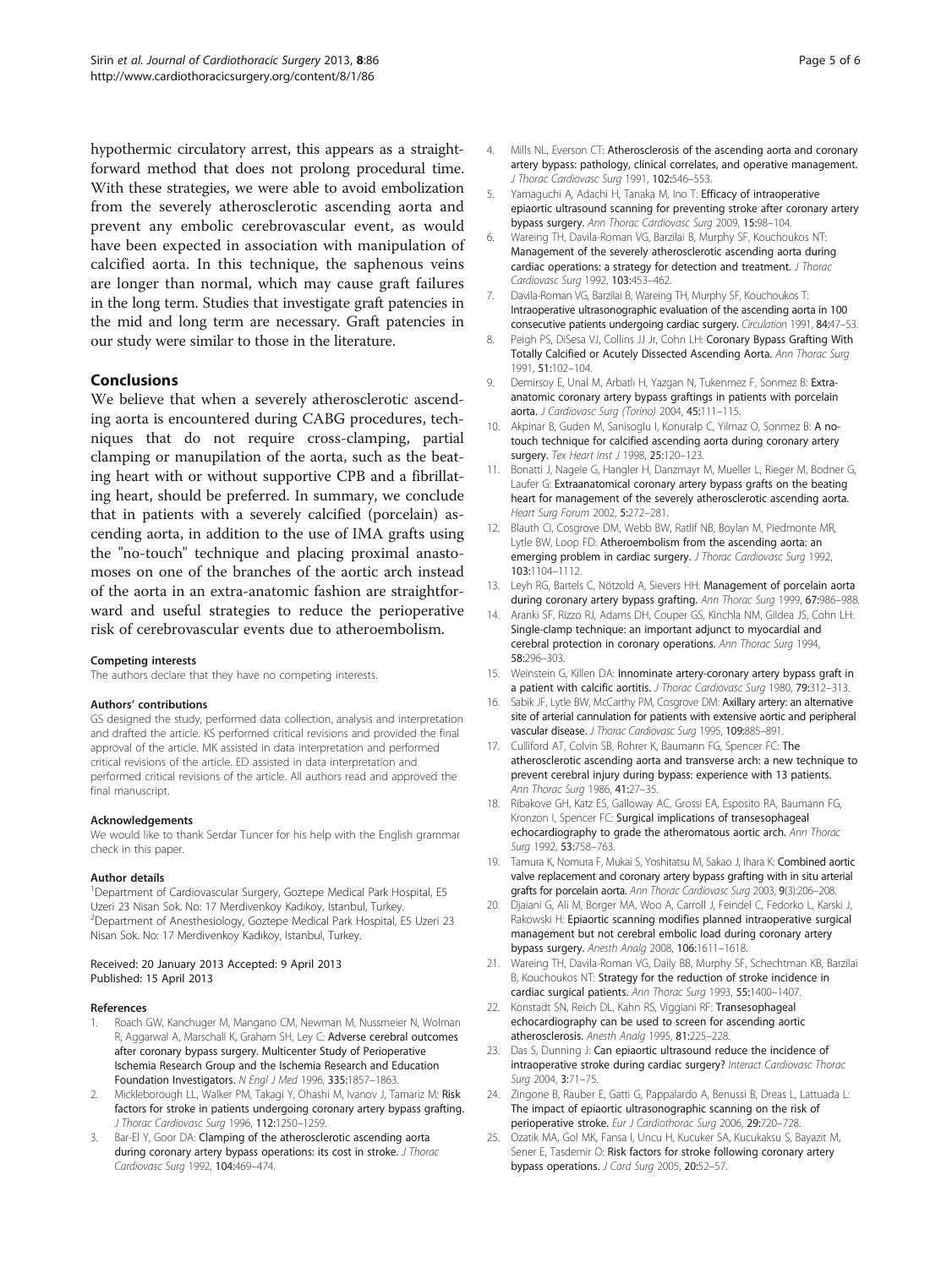hypothermic circulatory arrest, this appears as a straightforward method that does not prolong procedural time. With these strategies, we were able to avoid embolization from the severely atherosclerotic ascending aorta and prevent any embolic cerebrovascular event, as would have been expected in association with manipulation of calcified aorta. In this technique, the saphenous veins are longer than normal, which may cause graft failures in the long term. Studies that investigate graft patencies in the mid and long term are necessary. Graft patencies in our study were similar to those in the literature.

## Conclusions

We believe that when a severely atherosclerotic ascending aorta is encountered during CABG procedures, techniques that do not require cross-clamping, partial clamping or manupilation of the aorta, such as the beating heart with or without supportive CPB and a fibrillating heart, should be preferred. In summary, we conclude that in patients with a severely calcified (porcelain) ascending aorta, in addition to the use of IMA grafts using the "no-touch" technique and placing proximal anastomoses on one of the branches of the aortic arch instead of the aorta in an extra-anatomic fashion are straightforward and useful strategies to reduce the perioperative risk of cerebrovascular events due to atheroembolism.

#### Competing interests

The authors declare that they have no competing interests.

#### Authors' contributions

GS designed the study, performed data collection, analysis and interpretation and drafted the article. KS performed critical revisions and provided the final approval of the article. MK assisted in data interpretation and performed critical revisions of the article. ED assisted in data interpretation and performed critical revisions of the article. All authors read and approved the final manuscript.

#### Acknowledgements

We would like to thank Serdar Tuncer for his help with the English grammar check in this paper.

#### Author details

[1]Department of Cardiovascular Surgery, Goztepe Medical Park Hospital, E5 Uzeri 23 Nisan Sok. No: 17 Merdivenkoy Kadıkoy, Istanbul, Turkey. [2]Department of Anesthesiology, Goztepe Medical Park Hospital, E5 Uzeri 23 Nisan Sok. No: 17 Merdivenkoy Kadıkoy, Istanbul, Turkey.

Received: 20 January 2013 Accepted: 9 April 2013
Published: 15 April 2013

#### References

1. Roach GW, Kanchuger M, Mangano CM, Newman M, Nussmeier N, Wolman R, Aggarwal A, Marschall K, Graham SH, Ley C: **Adverse cerebral outcomes after coronary bypass surgery. Multicenter Study of Perioperative Ischemia Research Group and the Ischemia Research and Education Foundation Investigators.** *N Engl J Med* 1996, **335:**1857–1863.
2. Mickleborough LL, Walker PM, Takagi Y, Ohashi M, Ivanov J, Tamariz M: **Risk factors for stroke in patients undergoing coronary artery bypass grafting.** *J Thorac Cardiovasc Surg* 1996, **112:**1250–1259.
3. Bar-El Y, Goor DA: **Clamping of the atherosclerotic ascending aorta during coronary artery bypass operations: its cost in stroke.** *J Thorac Cardiovasc Surg* 1992, **104:**469–474.
4. Mills NL, Everson CT: **Atherosclerosis of the ascending aorta and coronary artery bypass: pathology, clinical correlates, and operative management.** *J Thorac Cardiovasc Surg* 1991, **102:**546–553.
5. Yamaguchi A, Adachi H, Tanaka M, Ino T: **Efficacy of intraoperative epiaortic ultrasound scanning for preventing stroke after coronary artery bypass surgery.** *Ann Thorac Cardiovasc Surg* 2009, **15:**98–104.
6. Wareing TH, Davila-Roman VG, Barzilai B, Murphy SF, Kouchoukos NT: **Management of the severely atherosclerotic ascending aorta during cardiac operations: a strategy for detection and treatment.** *J Thorac Cardiovasc Surg* 1992, **103:**453–462.
7. Davila-Roman VG, Barzilai B, Wareing TH, Murphy SF, Kouchoukos T: **Intraoperative ultrasonographic evaluation of the ascending aorta in 100 consecutive patients undergoing cardiac surgery.** *Circulation* 1991, **84:**47–53.
8. Peigh PS, DiSesa VJ, Collins JJ Jr, Cohn LH: **Coronary Bypass Grafting With Totally Calcified or Acutely Dissected Ascending Aorta.** *Ann Thorac Surg* 1991, **51:**102–104.
9. Demirsoy E, Unal M, Arbatlı H, Yazgan N, Tukenmez F, Sonmez B: **Extra-anatomic coronary artery bypass graftings in patients with porcelain aorta.** *J Cardiovasc Surg (Torino)* 2004, **45:**111–115.
10. Akpinar B, Guden M, Sanisoglu I, Konuralp C, Yilmaz O, Sonmez B: **A no-touch technique for calcified ascending aorta during coronary artery surgery.** *Tex Heart Inst J* 1998, **25:**120–123.
11. Bonatti J, Nagele G, Hangler H, Danzmayr M, Mueller L, Rieger M, Bodner G, Laufer G: **Extraanatomical coronary artery bypass grafts on the beating heart for management of the severely atherosclerotic ascending aorta.** *Heart Surg Forum* 2002, **5:**272–281.
12. Blauth CI, Cosgrove DM, Webb BW, Ratlif NB, Boylan M, Piedmonte MR, Lytle BW, Loop FD: **Atheroembolism from the ascending aorta: an emerging problem in cardiac surgery.** *J Thorac Cardiovasc Surg* 1992, **103:**1104–1112.
13. Leyh RG, Bartels C, Nötzold A, Sievers HH: **Management of porcelain aorta during coronary artery bypass grafting.** *Ann Thorac Surg* 1999, **67:**986–988.
14. Aranki SF, Rizzo RJ, Adams DH, Couper GS, Kinchla NM, Gildea JS, Cohn LH: **Single-clamp technique: an important adjunct to myocardial and cerebral protection in coronary operations.** *Ann Thorac Surg* 1994, **58:**296–303.
15. Weinstein G, Killen DA: **Innominate artery-coronary artery bypass graft in a patient with calcific aortitis.** *J Thorac Cardiovasc Surg* 1980, **79:**312–313.
16. Sabik JF, Lytle BW, McCarthy PM, Cosgrove DM: **Axillary artery: an alternative site of arterial cannulation for patients with extensive aortic and peripheral vascular disease.** *J Thorac Cardiovasc Surg* 1995, **109:**885–891.
17. Culliford AT, Colvin SB, Rohrer K, Baumann FG, Spencer FC: **The atherosclerotic ascending aorta and transverse arch: a new technique to prevent cerebral injury during bypass: experience with 13 patients.** *Ann Thorac Surg* 1986, **41:**27–35.
18. Ribakove GH, Katz ES, Galloway AC, Grossi EA, Esposito RA, Baumann FG, Kronzon I, Spencer FC: **Surgical implications of transesophageal echocardiography to grade the atheromatous aortic arch.** *Ann Thorac Surg* 1992, **53:**758–763.
19. Tamura K, Nomura F, Mukai S, Yoshitatsu M, Sakao J, Ihara K: **Combined aortic valve replacement and coronary artery bypass grafting with in situ arterial grafts for porcelain aorta.** *Ann Thorac Cardiovasc Surg* 2003, **9**(3):206–208.
20. Djaiani G, Ali M, Borger MA, Woo A, Carroll J, Feindel C, Fedorko L, Karski J, Rakowski H: **Epiaortic scanning modifies planned intraoperative surgical management but not cerebral embolic load during coronary artery bypass surgery.** *Anesth Analg* 2008, **106:**1611–1618.
21. Wareing TH, Davila-Roman VG, Daily BB, Murphy SF, Schechtman KB, Barzilai B, Kouchoukos NT: **Strategy for the reduction of stroke incidence in cardiac surgical patients.** *Ann Thorac Surg* 1993, **55:**1400–1407.
22. Konstadt SN, Reich DL, Kahn RS, Viggiani RF: **Transesophageal echocardiography can be used to screen for ascending aortic atherosclerosis.** *Anesth Analg* 1995, **81:**225–228.
23. Das S, Dunning J: **Can epiaortic ultrasound reduce the incidence of intraoperative stroke during cardiac surgery?** *Interact Cardiovasc Thorac Surg* 2004, **3:**71–75.
24. Zingone B, Rauber E, Gatti G, Pappalardo A, Benussi B, Dreas L, Lattuada L: **The impact of epiaortic ultrasonographic scanning on the risk of perioperative stroke.** *Eur J Cardiothorac Surg* 2006, **29:**720–728.
25. Ozatik MA, Gol MK, Fansa I, Uncu H, Kucuker SA, Kucukaksu S, Bayazit M, Sener E, Tasdemir O: **Risk factors for stroke following coronary artery bypass operations.** *J Card Surg* 2005, **20:**52–57.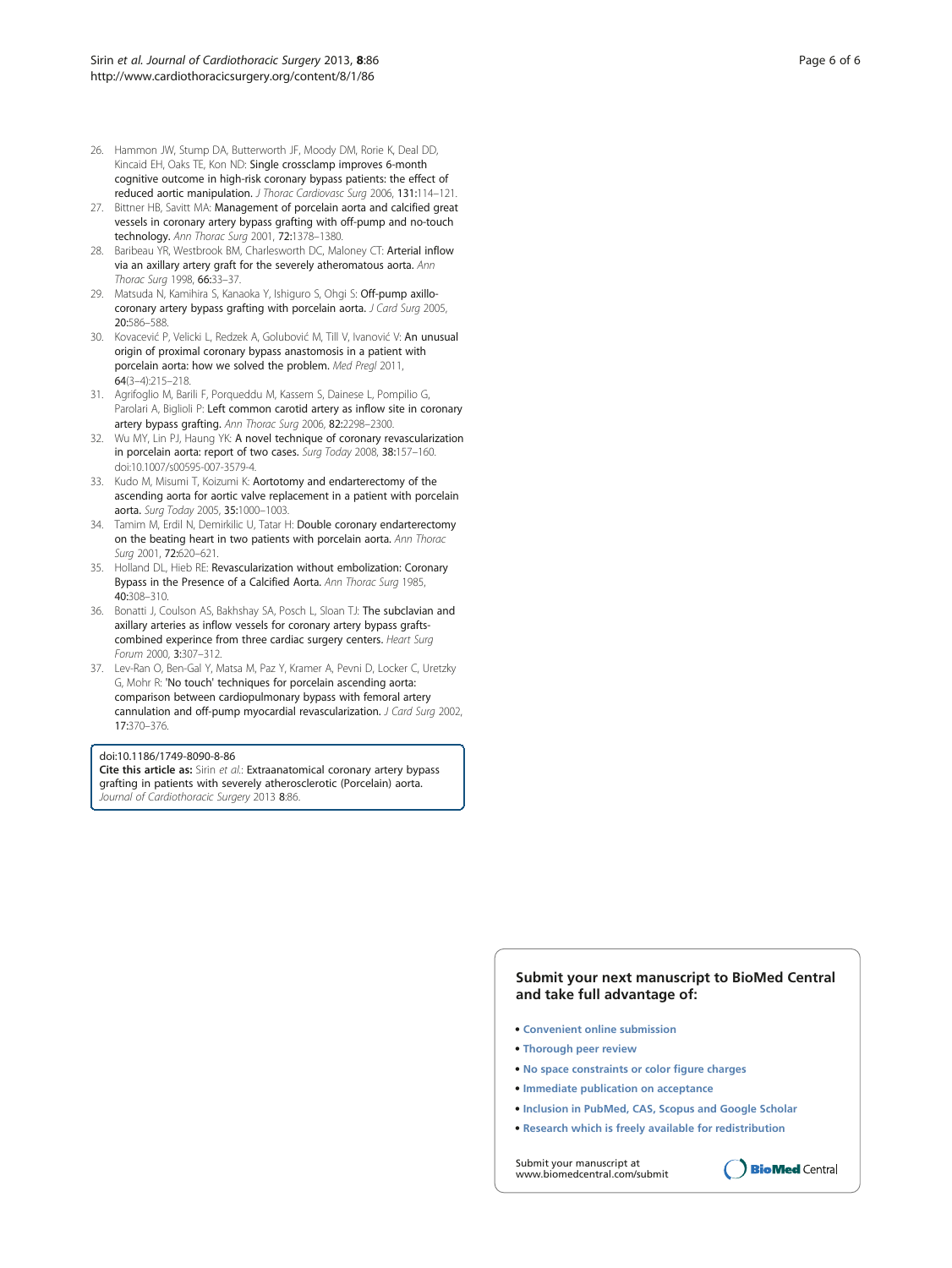26. Hammon JW, Stump DA, Butterworth JF, Moody DM, Rorie K, Deal DD, Kincaid EH, Oaks TE, Kon ND: **Single crossclamp improves 6-month cognitive outcome in high-risk coronary bypass patients: the effect of reduced aortic manipulation.** *J Thorac Cardiovasc Surg* 2006, **131:**114–121.
27. Bittner HB, Savitt MA: **Management of porcelain aorta and calcified great vessels in coronary artery bypass grafting with off-pump and no-touch technology.** *Ann Thorac Surg* 2001, **72:**1378–1380.
28. Baribeau YR, Westbrook BM, Charlesworth DC, Maloney CT: **Arterial inflow via an axillary artery graft for the severely atheromatous aorta.** *Ann Thorac Surg* 1998, **66:**33–37.
29. Matsuda N, Kamihira S, Kanaoka Y, Ishiguro S, Ohgi S: **Off-pump axillo-coronary artery bypass grafting with porcelain aorta.** *J Card Surg* 2005, **20:**586–588.
30. Kovacević P, Velicki L, Redzek A, Golubović M, Till V, Ivanović V: **An unusual origin of proximal coronary bypass anastomosis in a patient with porcelain aorta: how we solved the problem.** *Med Pregl* 2011, **64**(3–4):215–218.
31. Agrifoglio M, Barili F, Porqueddu M, Kassem S, Dainese L, Pompilio G, Parolari A, Biglioli P: **Left common carotid artery as inflow site in coronary artery bypass grafting.** *Ann Thorac Surg* 2006, **82:**2298–2300.
32. Wu MY, Lin PJ, Haung YK: **A novel technique of coronary revascularization in porcelain aorta: report of two cases.** *Surg Today* 2008, **38:**157–160. doi:10.1007/s00595-007-3579-4.
33. Kudo M, Misumi T, Koizumi K: **Aortotomy and endarterectomy of the ascending aorta for aortic valve replacement in a patient with porcelain aorta.** *Surg Today* 2005, **35:**1000–1003.
34. Tamim M, Erdil N, Demirkilic U, Tatar H: **Double coronary endarterectomy on the beating heart in two patients with porcelain aorta.** *Ann Thorac Surg* 2001, **72:**620–621.
35. Holland DL, Hieb RE: **Revascularization without embolization: Coronary Bypass in the Presence of a Calcified Aorta.** *Ann Thorac Surg* 1985, **40:**308–310.
36. Bonatti J, Coulson AS, Bakhshay SA, Posch L, Sloan TJ: **The subclavian and axillary arteries as inflow vessels for coronary artery bypass grafts-combined experince from three cardiac surgery centers.** *Heart Surg Forum* 2000, **3:**307–312.
37. Lev-Ran O, Ben-Gal Y, Matsa M, Paz Y, Kramer A, Pevni D, Locker C, Uretzky G, Mohr R: **'No touch' techniques for porcelain ascending aorta: comparison between cardiopulmonary bypass with femoral artery cannulation and off-pump myocardial revascularization.** *J Card Surg* 2002, **17:**370–376.

doi:10.1186/1749-8090-8-86
**Cite this article as:** Sirin *et al.*: Extraanatomical coronary artery bypass grafting in patients with severely atherosclerotic (Porcelain) aorta. *Journal of Cardiothoracic Surgery* 2013 **8**:86.

**Submit your next manuscript to BioMed Central and take full advantage of:**

- **Convenient online submission**
- **Thorough peer review**
- **No space constraints or color figure charges**
- **Immediate publication on acceptance**
- **Inclusion in PubMed, CAS, Scopus and Google Scholar**
- **Research which is freely available for redistribution**

Submit your manuscript at
www.biomedcentral.com/submit

BioMed Central